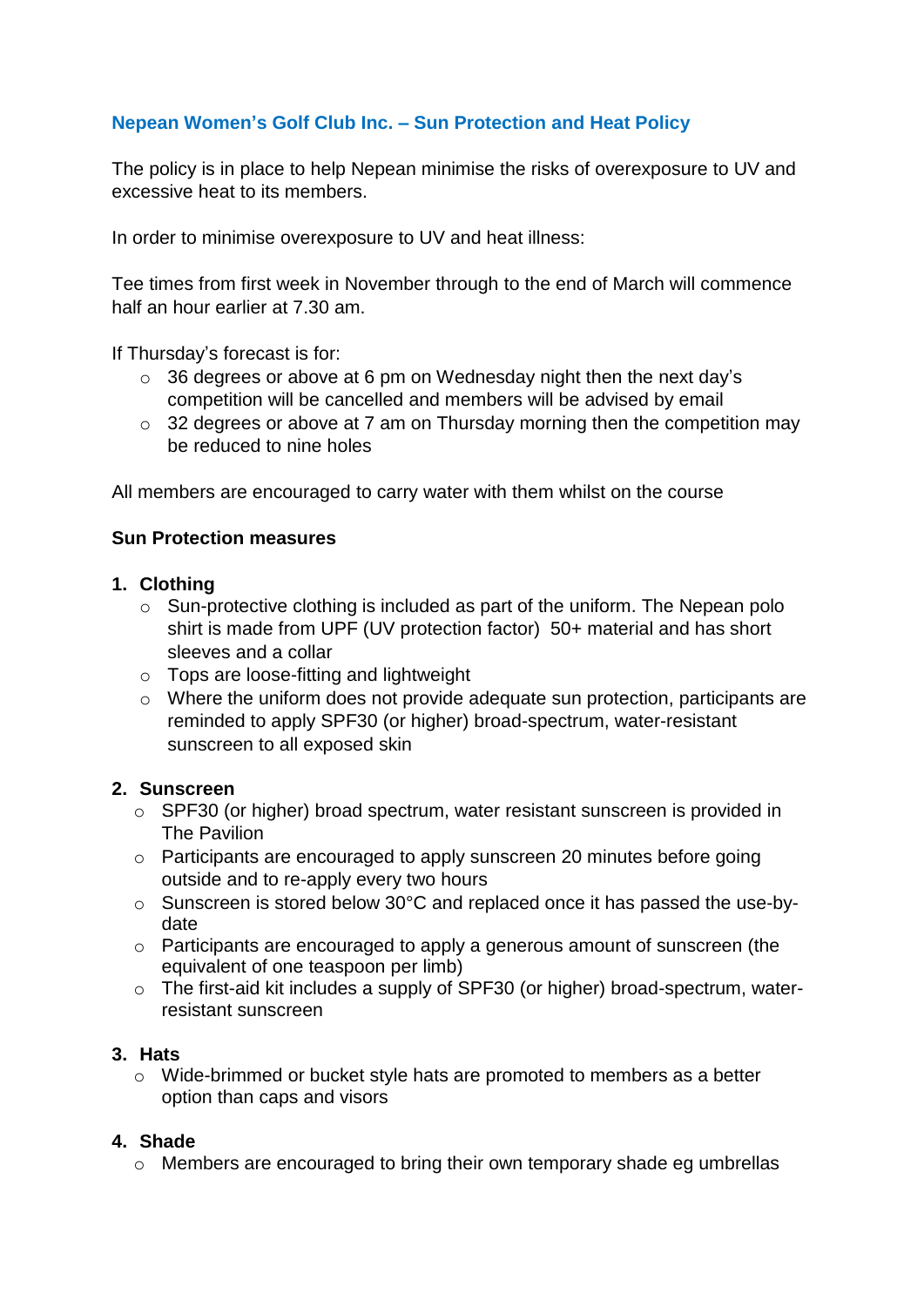## Nepean Women's Golf Club Inc. – Sun Protection and Heat Policy

The policy is in place to help Nepean minimise the risks of overexposure to UV and excessive heat to its members.

In order to minimise overexposure to UV and heat illness:

Tee times from first week in November through to the end of March will commence half an hour earlier at 7.30 am.

If Thursday's forecast is for:

- 36 degrees or above at 6 pm on Wednesday night then the next day's competition will be cancelled and members will be advised by email
- 32 degrees or above at 7 am on Thursday morning then the competition may be reduced to nine holes

All members are encouraged to carry water with them whilst on the course

**Sun Protection measures**

1. **Clothing**
   - Sun-protective clothing is included as part of the uniform. The Nepean polo shirt is made from UPF (UV protection factor) 50+ material and has short sleeves and a collar
   - Tops are loose-fitting and lightweight
   - Where the uniform does not provide adequate sun protection, participants are reminded to apply SPF30 (or higher) broad-spectrum, water-resistant sunscreen to all exposed skin

2. **Sunscreen**
   - SPF30 (or higher) broad spectrum, water resistant sunscreen is provided in The Pavilion
   - Participants are encouraged to apply sunscreen 20 minutes before going outside and to re-apply every two hours
   - Sunscreen is stored below 30°C and replaced once it has passed the use-by-date
   - Participants are encouraged to apply a generous amount of sunscreen (the equivalent of one teaspoon per limb)
   - The first-aid kit includes a supply of SPF30 (or higher) broad-spectrum, water-resistant sunscreen

3. **Hats**
   - Wide-brimmed or bucket style hats are promoted to members as a better option than caps and visors

4. **Shade**
   - Members are encouraged to bring their own temporary shade eg umbrellas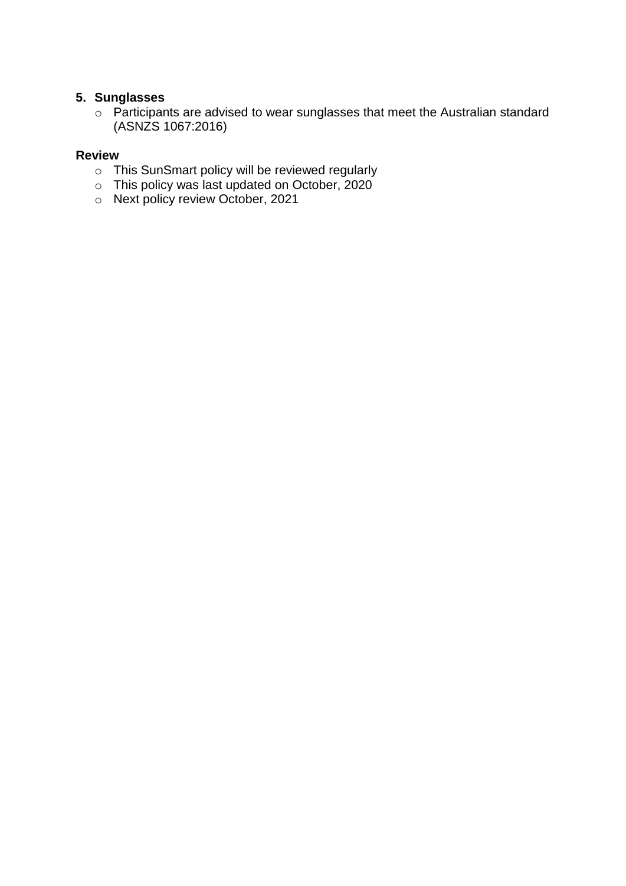**5. Sunglasses**

- Participants are advised to wear sunglasses that meet the Australian standard (ASNZS 1067:2016)

**Review**

- This SunSmart policy will be reviewed regularly
- This policy was last updated on October, 2020
- Next policy review October, 2021